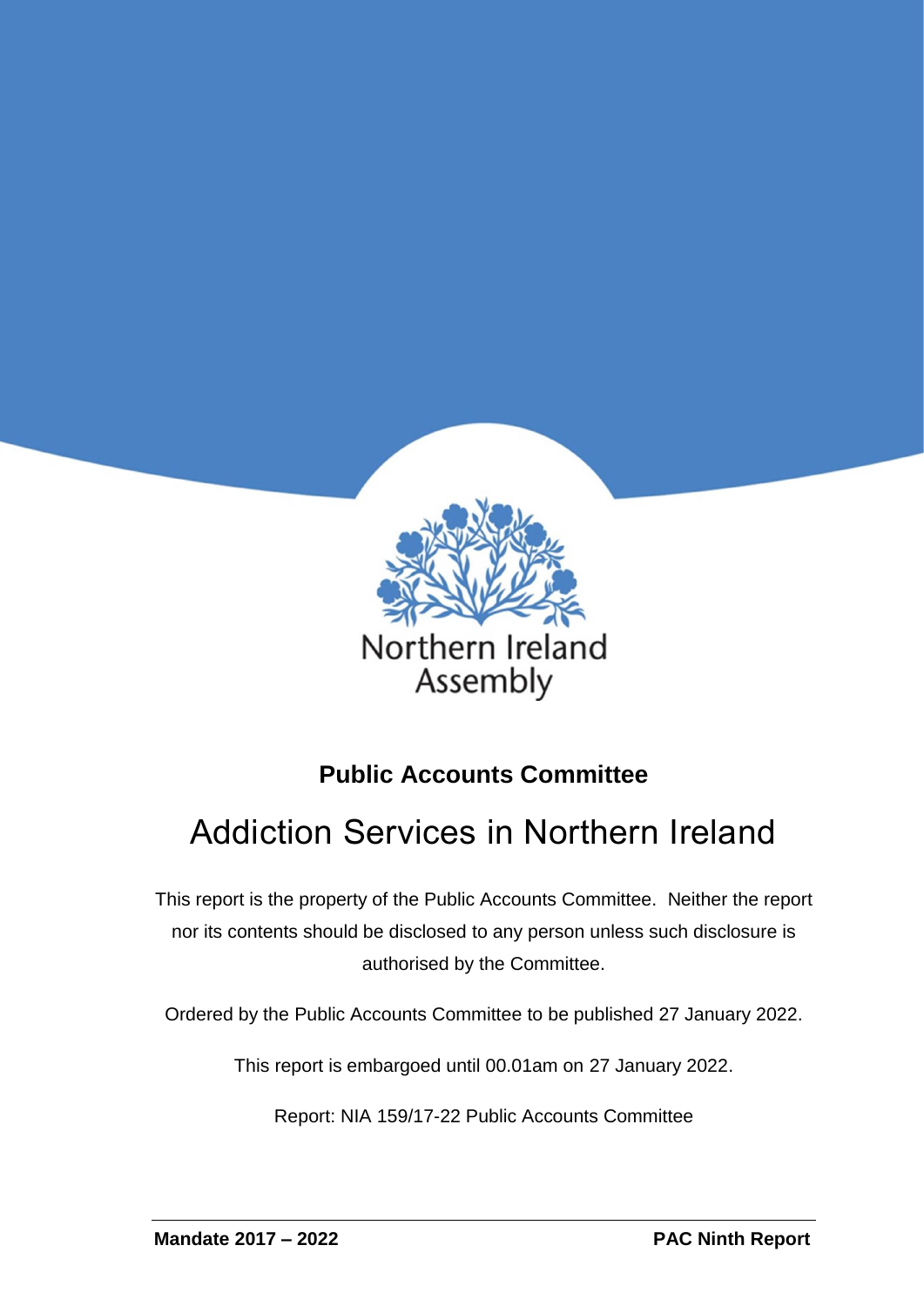Northern Ireland Assembly

**Public Accounts Committee**

# Addiction Services in Northern Ireland

This report is the property of the Public Accounts Committee. Neither the report nor its contents should be disclosed to any person unless such disclosure is authorised by the Committee.

Ordered by the Public Accounts Committee to be published 27 January 2022.

This report is embargoed until 00.01am on 27 January 2022.

Report: NIA 159/17-22 Public Accounts Committee

**Mandate 2017 – 2022** **PAC Ninth Report**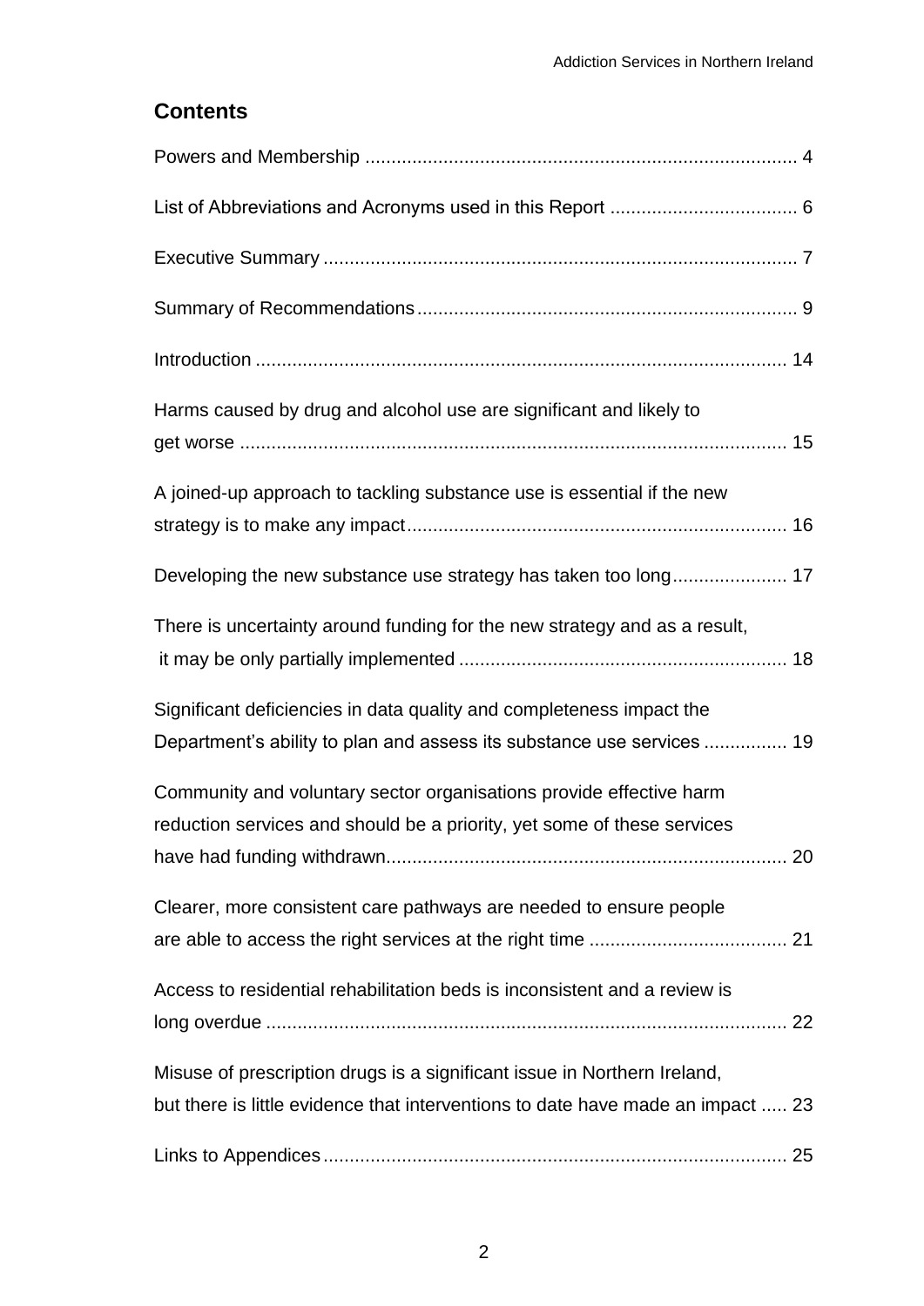## Contents

Powers and Membership .................................................................................. 4

List of Abbreviations and Acronyms used in this Report .................................... 6

Executive Summary .......................................................................................... 7

Summary of Recommendations ........................................................................ 9

Introduction ..................................................................................................... 14

Harms caused by drug and alcohol use are significant and likely to get worse ......................................................................................................... 15

A joined-up approach to tackling substance use is essential if the new strategy is to make any impact ......................................................................... 16

Developing the new substance use strategy has taken too long ...................... 17

There is uncertainty around funding for the new strategy and as a result, it may be only partially implemented .............................................................. 18

Significant deficiencies in data quality and completeness impact the Department's ability to plan and assess its substance use services ................ 19

Community and voluntary sector organisations provide effective harm reduction services and should be a priority, yet some of these services have had funding withdrawn............................................................................. 20

Clearer, more consistent care pathways are needed to ensure people are able to access the right services at the right time ...................................... 21

Access to residential rehabilitation beds is inconsistent and a review is long overdue .................................................................................................... 22

Misuse of prescription drugs is a significant issue in Northern Ireland, but there is little evidence that interventions to date have made an impact ..... 23

Links to Appendices ......................................................................................... 25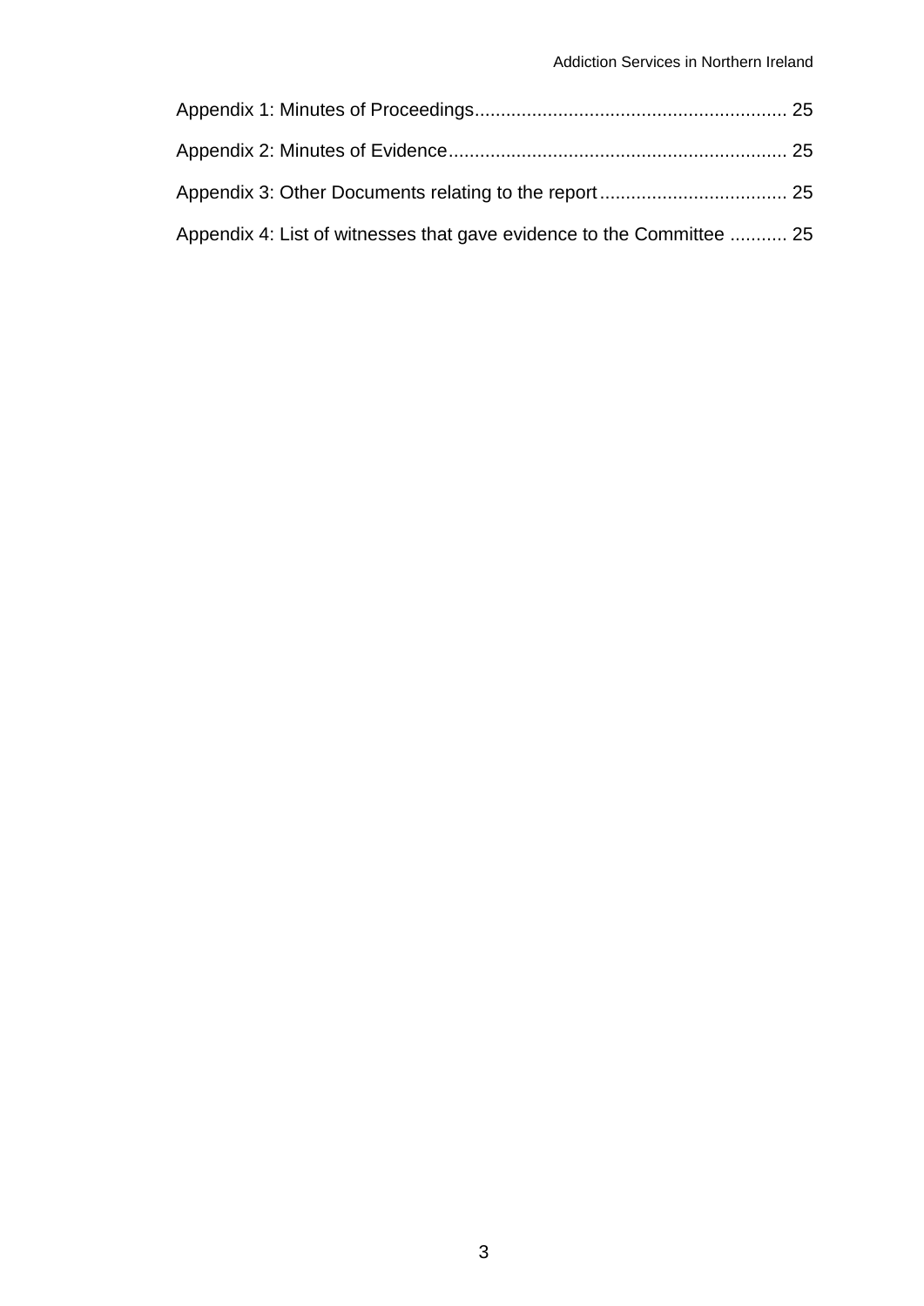Appendix 1: Minutes of Proceedings........................................................... 25

Appendix 2: Minutes of Evidence................................................................ 25

Appendix 3: Other Documents relating to the report................................... 25

Appendix 4: List of witnesses that gave evidence to the Committee ........... 25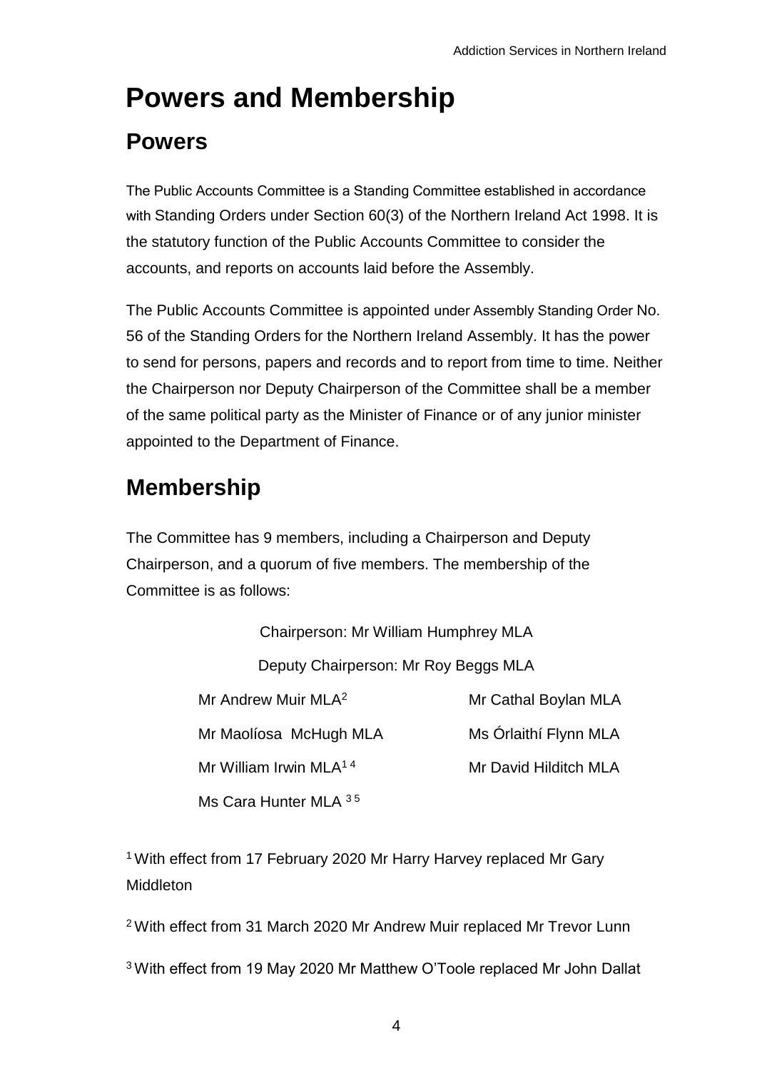# Powers and Membership

## Powers

The Public Accounts Committee is a Standing Committee established in accordance with Standing Orders under Section 60(3) of the Northern Ireland Act 1998. It is the statutory function of the Public Accounts Committee to consider the accounts, and reports on accounts laid before the Assembly.

The Public Accounts Committee is appointed under Assembly Standing Order No. 56 of the Standing Orders for the Northern Ireland Assembly. It has the power to send for persons, papers and records and to report from time to time. Neither the Chairperson nor Deputy Chairperson of the Committee shall be a member of the same political party as the Minister of Finance or of any junior minister appointed to the Department of Finance.

## Membership

The Committee has 9 members, including a Chairperson and Deputy Chairperson, and a quorum of five members. The membership of the Committee is as follows:

Chairperson: Mr William Humphrey MLA

Deputy Chairperson: Mr Roy Beggs MLA

Mr Andrew Muir MLA[2]

Mr Maolíosa McHugh MLA

Mr William Irwin MLA[1 4]

Ms Cara Hunter MLA [3 5]

Mr Cathal Boylan MLA

Ms Órlaithí Flynn MLA

Mr David Hilditch MLA

[1] With effect from 17 February 2020 Mr Harry Harvey replaced Mr Gary Middleton

[2] With effect from 31 March 2020 Mr Andrew Muir replaced Mr Trevor Lunn

[3] With effect from 19 May 2020 Mr Matthew O'Toole replaced Mr John Dallat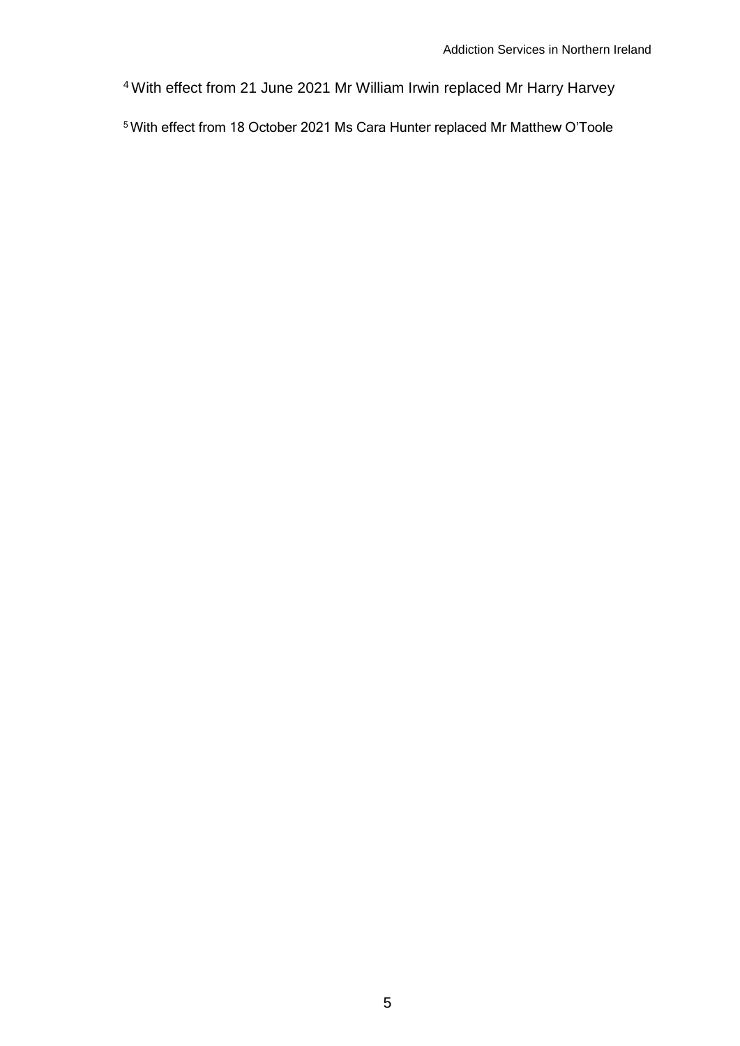[4] With effect from 21 June 2021 Mr William Irwin replaced Mr Harry Harvey

[5] With effect from 18 October 2021 Ms Cara Hunter replaced Mr Matthew O'Toole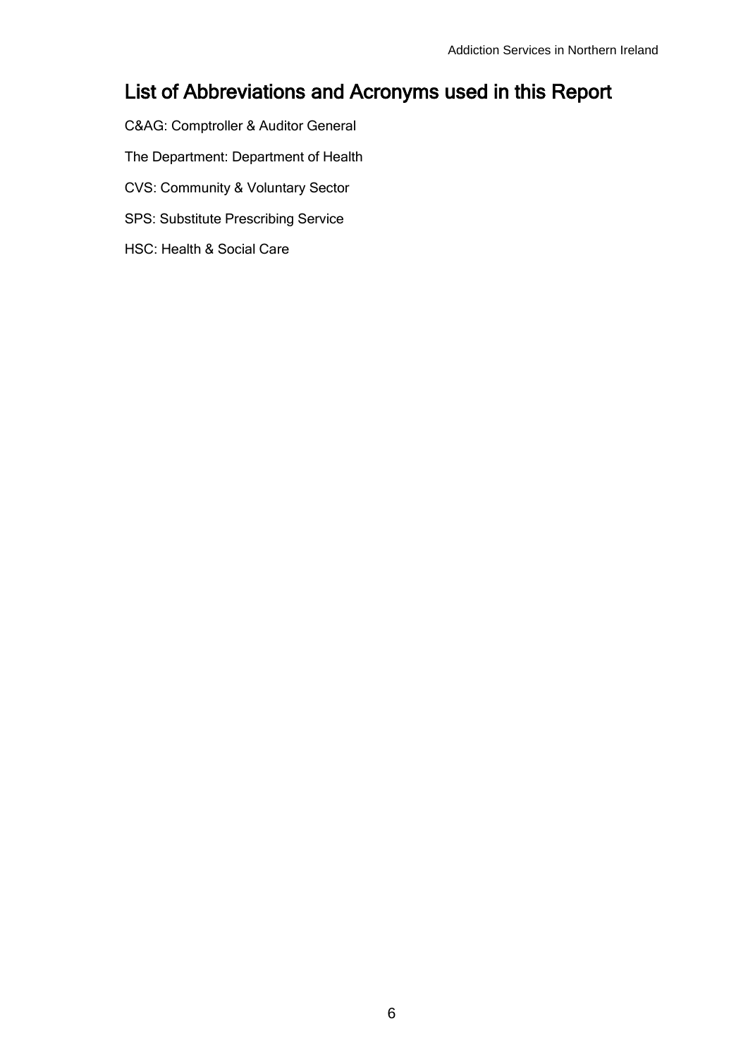## List of Abbreviations and Acronyms used in this Report

C&AG: Comptroller & Auditor General

The Department: Department of Health

CVS: Community & Voluntary Sector

SPS: Substitute Prescribing Service

HSC: Health & Social Care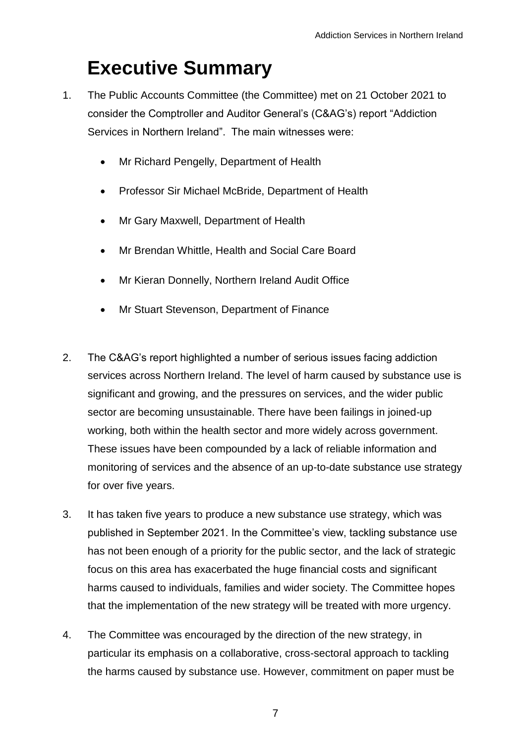# Executive Summary

1. The Public Accounts Committee (the Committee) met on 21 October 2021 to consider the Comptroller and Auditor General's (C&AG's) report "Addiction Services in Northern Ireland". The main witnesses were:

    - Mr Richard Pengelly, Department of Health
    - Professor Sir Michael McBride, Department of Health
    - Mr Gary Maxwell, Department of Health
    - Mr Brendan Whittle, Health and Social Care Board
    - Mr Kieran Donnelly, Northern Ireland Audit Office
    - Mr Stuart Stevenson, Department of Finance

2. The C&AG's report highlighted a number of serious issues facing addiction services across Northern Ireland. The level of harm caused by substance use is significant and growing, and the pressures on services, and the wider public sector are becoming unsustainable. There have been failings in joined-up working, both within the health sector and more widely across government. These issues have been compounded by a lack of reliable information and monitoring of services and the absence of an up-to-date substance use strategy for over five years.

3. It has taken five years to produce a new substance use strategy, which was published in September 2021. In the Committee's view, tackling substance use has not been enough of a priority for the public sector, and the lack of strategic focus on this area has exacerbated the huge financial costs and significant harms caused to individuals, families and wider society. The Committee hopes that the implementation of the new strategy will be treated with more urgency.

4. The Committee was encouraged by the direction of the new strategy, in particular its emphasis on a collaborative, cross-sectoral approach to tackling the harms caused by substance use. However, commitment on paper must be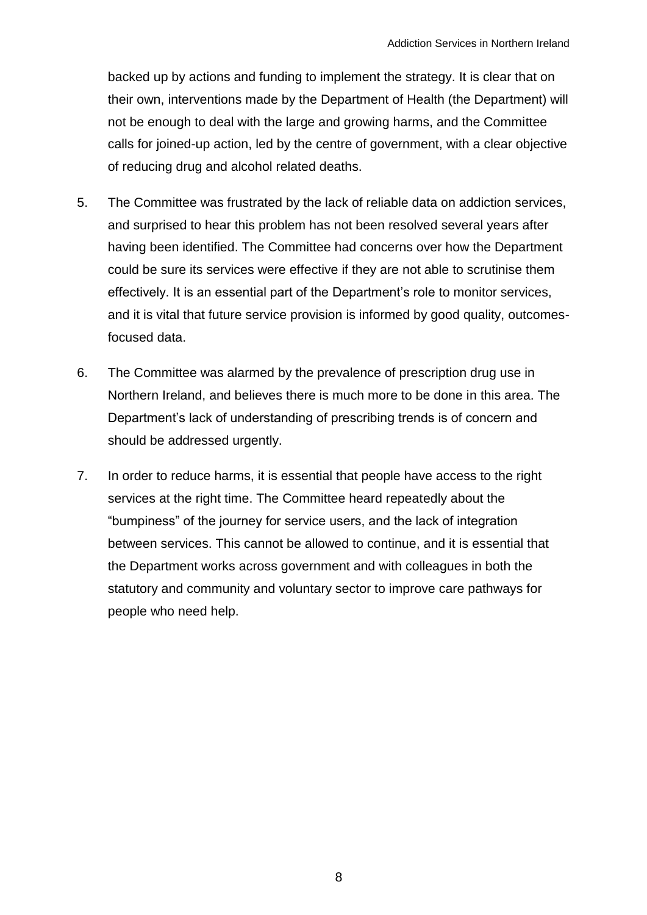backed up by actions and funding to implement the strategy. It is clear that on their own, interventions made by the Department of Health (the Department) will not be enough to deal with the large and growing harms, and the Committee calls for joined-up action, led by the centre of government, with a clear objective of reducing drug and alcohol related deaths.

5. The Committee was frustrated by the lack of reliable data on addiction services, and surprised to hear this problem has not been resolved several years after having been identified. The Committee had concerns over how the Department could be sure its services were effective if they are not able to scrutinise them effectively. It is an essential part of the Department's role to monitor services, and it is vital that future service provision is informed by good quality, outcomes-focused data.

6. The Committee was alarmed by the prevalence of prescription drug use in Northern Ireland, and believes there is much more to be done in this area. The Department's lack of understanding of prescribing trends is of concern and should be addressed urgently.

7. In order to reduce harms, it is essential that people have access to the right services at the right time. The Committee heard repeatedly about the "bumpiness" of the journey for service users, and the lack of integration between services. This cannot be allowed to continue, and it is essential that the Department works across government and with colleagues in both the statutory and community and voluntary sector to improve care pathways for people who need help.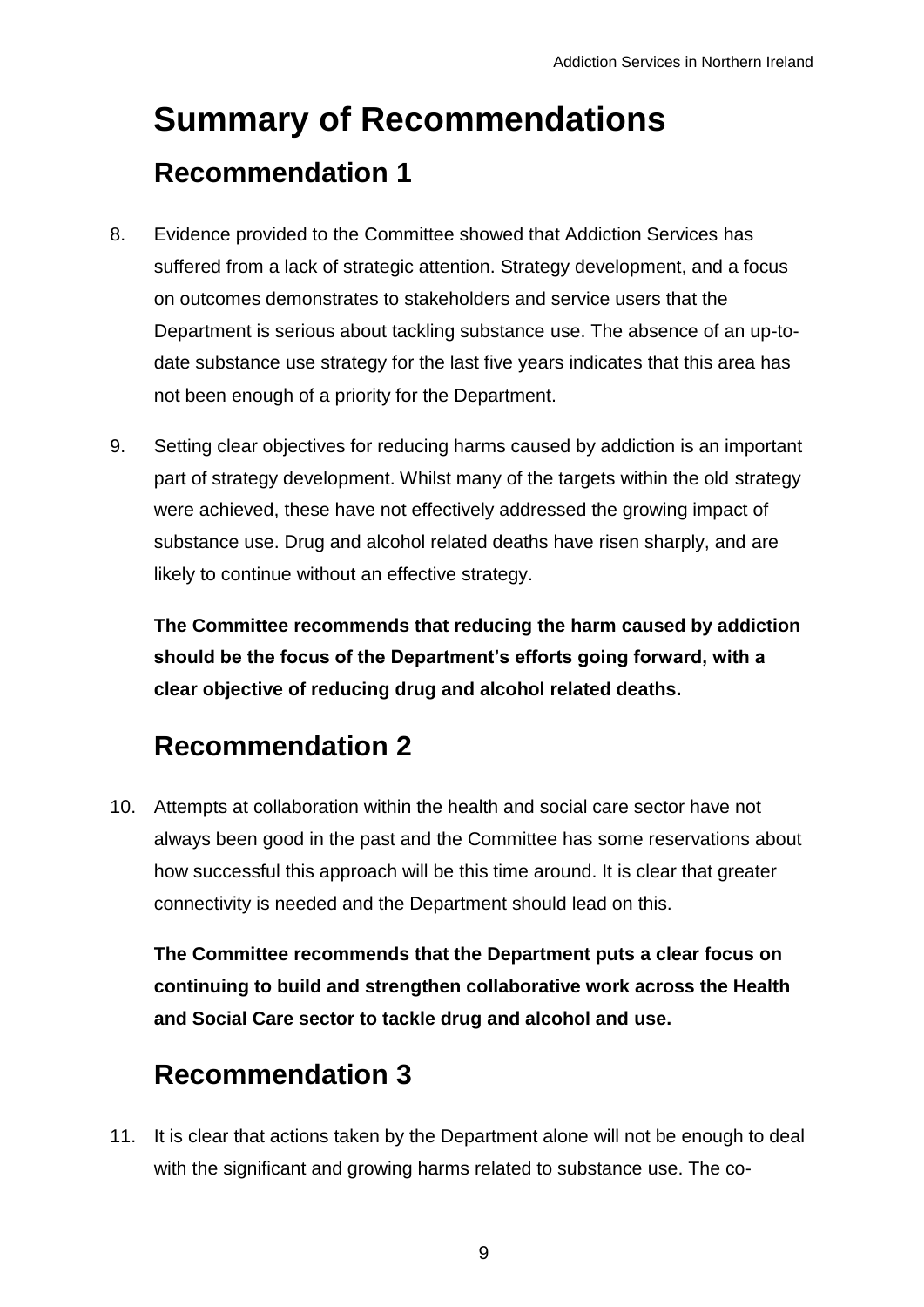# Summary of Recommendations

## Recommendation 1

8. Evidence provided to the Committee showed that Addiction Services has suffered from a lack of strategic attention. Strategy development, and a focus on outcomes demonstrates to stakeholders and service users that the Department is serious about tackling substance use. The absence of an up-to-date substance use strategy for the last five years indicates that this area has not been enough of a priority for the Department.

9. Setting clear objectives for reducing harms caused by addiction is an important part of strategy development. Whilst many of the targets within the old strategy were achieved, these have not effectively addressed the growing impact of substance use. Drug and alcohol related deaths have risen sharply, and are likely to continue without an effective strategy.

**The Committee recommends that reducing the harm caused by addiction should be the focus of the Department's efforts going forward, with a clear objective of reducing drug and alcohol related deaths.**

## Recommendation 2

10. Attempts at collaboration within the health and social care sector have not always been good in the past and the Committee has some reservations about how successful this approach will be this time around. It is clear that greater connectivity is needed and the Department should lead on this.

**The Committee recommends that the Department puts a clear focus on continuing to build and strengthen collaborative work across the Health and Social Care sector to tackle drug and alcohol and use.**

## Recommendation 3

11. It is clear that actions taken by the Department alone will not be enough to deal with the significant and growing harms related to substance use. The co-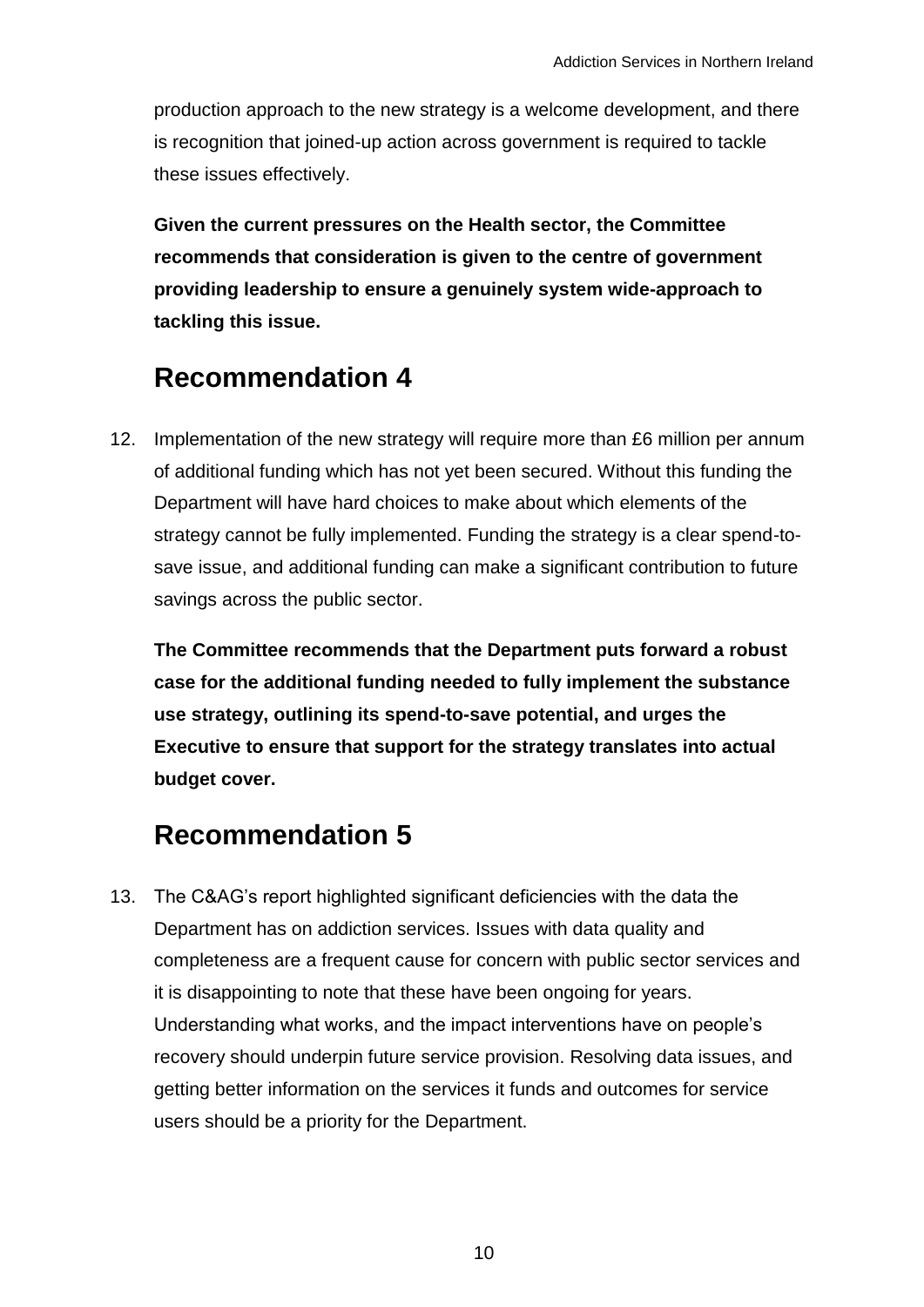production approach to the new strategy is a welcome development, and there is recognition that joined-up action across government is required to tackle these issues effectively.

**Given the current pressures on the Health sector, the Committee recommends that consideration is given to the centre of government providing leadership to ensure a genuinely system wide-approach to tackling this issue.**

## Recommendation 4

12. Implementation of the new strategy will require more than £6 million per annum of additional funding which has not yet been secured. Without this funding the Department will have hard choices to make about which elements of the strategy cannot be fully implemented. Funding the strategy is a clear spend-to-save issue, and additional funding can make a significant contribution to future savings across the public sector.

**The Committee recommends that the Department puts forward a robust case for the additional funding needed to fully implement the substance use strategy, outlining its spend-to-save potential, and urges the Executive to ensure that support for the strategy translates into actual budget cover.**

## Recommendation 5

13. The C&AG's report highlighted significant deficiencies with the data the Department has on addiction services. Issues with data quality and completeness are a frequent cause for concern with public sector services and it is disappointing to note that these have been ongoing for years. Understanding what works, and the impact interventions have on people's recovery should underpin future service provision. Resolving data issues, and getting better information on the services it funds and outcomes for service users should be a priority for the Department.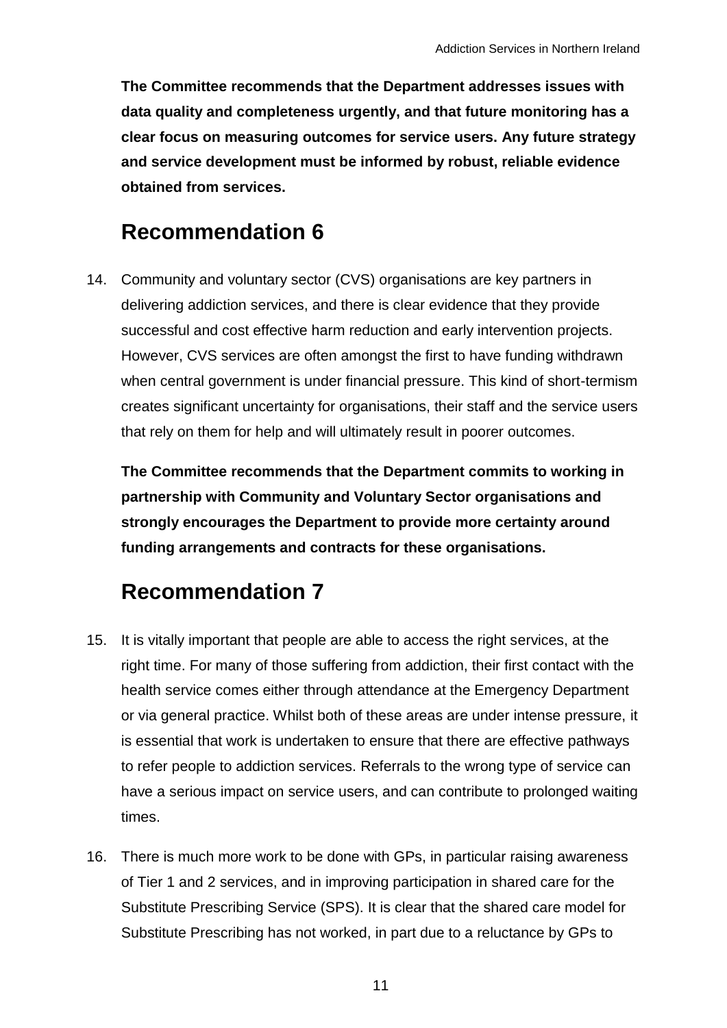**The Committee recommends that the Department addresses issues with data quality and completeness urgently, and that future monitoring has a clear focus on measuring outcomes for service users. Any future strategy and service development must be informed by robust, reliable evidence obtained from services.**

## Recommendation 6

14. Community and voluntary sector (CVS) organisations are key partners in delivering addiction services, and there is clear evidence that they provide successful and cost effective harm reduction and early intervention projects. However, CVS services are often amongst the first to have funding withdrawn when central government is under financial pressure. This kind of short-termism creates significant uncertainty for organisations, their staff and the service users that rely on them for help and will ultimately result in poorer outcomes.

**The Committee recommends that the Department commits to working in partnership with Community and Voluntary Sector organisations and strongly encourages the Department to provide more certainty around funding arrangements and contracts for these organisations.**

## Recommendation 7

15. It is vitally important that people are able to access the right services, at the right time. For many of those suffering from addiction, their first contact with the health service comes either through attendance at the Emergency Department or via general practice. Whilst both of these areas are under intense pressure, it is essential that work is undertaken to ensure that there are effective pathways to refer people to addiction services. Referrals to the wrong type of service can have a serious impact on service users, and can contribute to prolonged waiting times.

16. There is much more work to be done with GPs, in particular raising awareness of Tier 1 and 2 services, and in improving participation in shared care for the Substitute Prescribing Service (SPS). It is clear that the shared care model for Substitute Prescribing has not worked, in part due to a reluctance by GPs to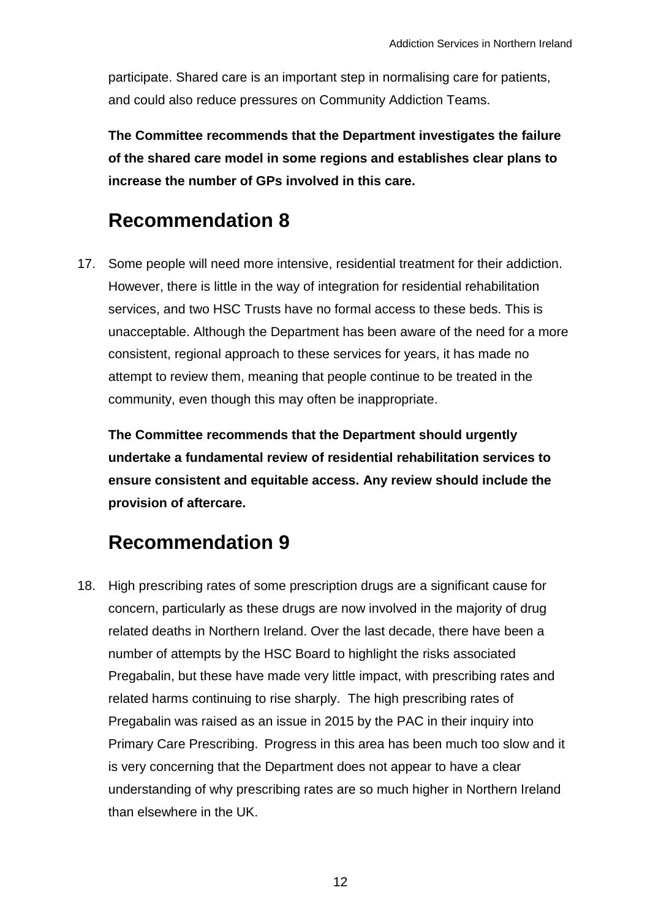participate. Shared care is an important step in normalising care for patients, and could also reduce pressures on Community Addiction Teams.

**The Committee recommends that the Department investigates the failure of the shared care model in some regions and establishes clear plans to increase the number of GPs involved in this care.**

## Recommendation 8

17. Some people will need more intensive, residential treatment for their addiction. However, there is little in the way of integration for residential rehabilitation services, and two HSC Trusts have no formal access to these beds. This is unacceptable. Although the Department has been aware of the need for a more consistent, regional approach to these services for years, it has made no attempt to review them, meaning that people continue to be treated in the community, even though this may often be inappropriate.

    **The Committee recommends that the Department should urgently undertake a fundamental review of residential rehabilitation services to ensure consistent and equitable access. Any review should include the provision of aftercare.**

## Recommendation 9

18. High prescribing rates of some prescription drugs are a significant cause for concern, particularly as these drugs are now involved in the majority of drug related deaths in Northern Ireland. Over the last decade, there have been a number of attempts by the HSC Board to highlight the risks associated Pregabalin, but these have made very little impact, with prescribing rates and related harms continuing to rise sharply. The high prescribing rates of Pregabalin was raised as an issue in 2015 by the PAC in their inquiry into Primary Care Prescribing. Progress in this area has been much too slow and it is very concerning that the Department does not appear to have a clear understanding of why prescribing rates are so much higher in Northern Ireland than elsewhere in the UK.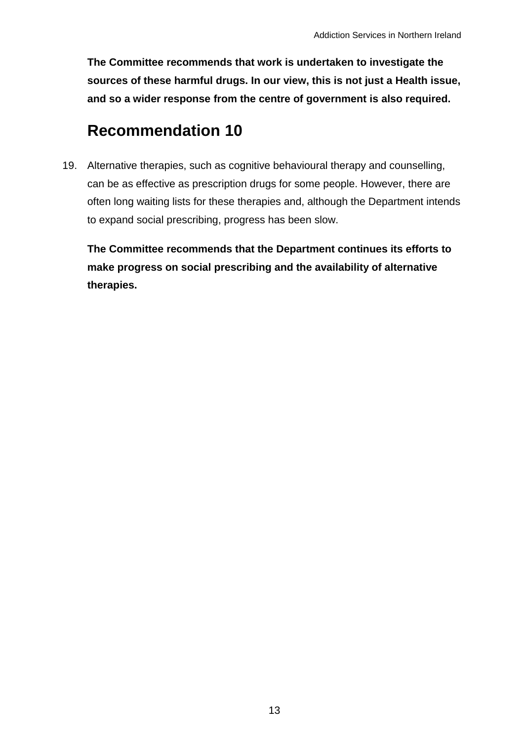**The Committee recommends that work is undertaken to investigate the sources of these harmful drugs. In our view, this is not just a Health issue, and so a wider response from the centre of government is also required.**

## Recommendation 10

19. Alternative therapies, such as cognitive behavioural therapy and counselling, can be as effective as prescription drugs for some people. However, there are often long waiting lists for these therapies and, although the Department intends to expand social prescribing, progress has been slow.

    **The Committee recommends that the Department continues its efforts to make progress on social prescribing and the availability of alternative therapies.**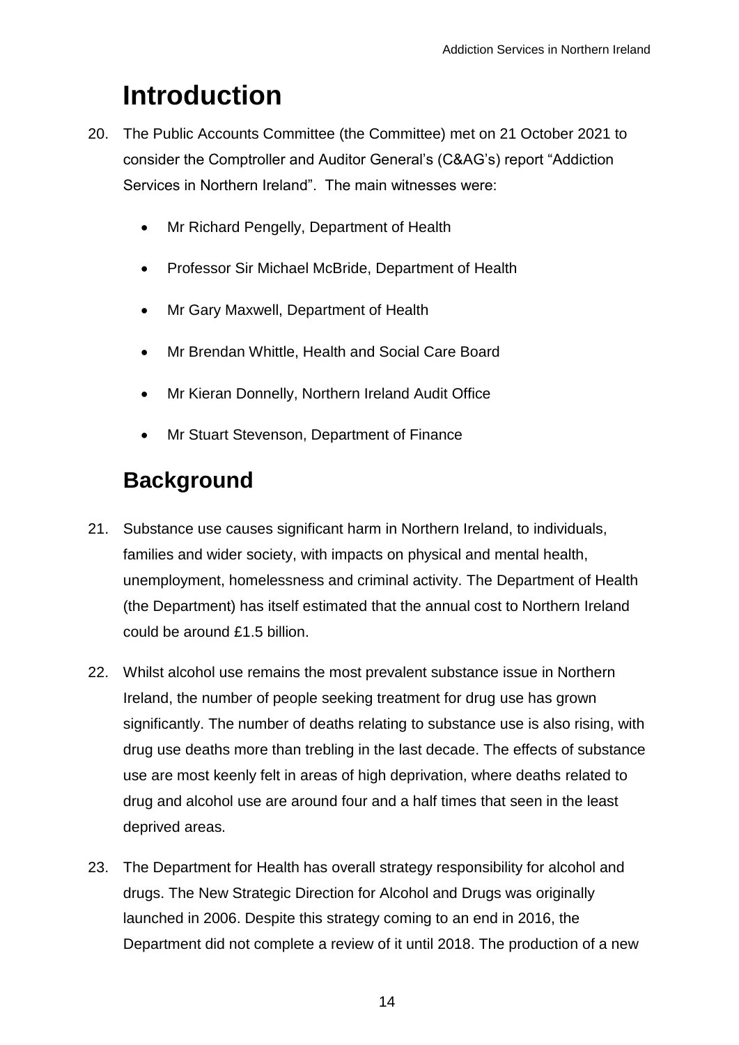# Introduction

20. The Public Accounts Committee (the Committee) met on 21 October 2021 to consider the Comptroller and Auditor General's (C&AG's) report "Addiction Services in Northern Ireland". The main witnesses were:

    - Mr Richard Pengelly, Department of Health
    - Professor Sir Michael McBride, Department of Health
    - Mr Gary Maxwell, Department of Health
    - Mr Brendan Whittle, Health and Social Care Board
    - Mr Kieran Donnelly, Northern Ireland Audit Office
    - Mr Stuart Stevenson, Department of Finance

## Background

21. Substance use causes significant harm in Northern Ireland, to individuals, families and wider society, with impacts on physical and mental health, unemployment, homelessness and criminal activity. The Department of Health (the Department) has itself estimated that the annual cost to Northern Ireland could be around £1.5 billion.

22. Whilst alcohol use remains the most prevalent substance issue in Northern Ireland, the number of people seeking treatment for drug use has grown significantly. The number of deaths relating to substance use is also rising, with drug use deaths more than trebling in the last decade. The effects of substance use are most keenly felt in areas of high deprivation, where deaths related to drug and alcohol use are around four and a half times that seen in the least deprived areas.

23. The Department for Health has overall strategy responsibility for alcohol and drugs. The New Strategic Direction for Alcohol and Drugs was originally launched in 2006. Despite this strategy coming to an end in 2016, the Department did not complete a review of it until 2018. The production of a new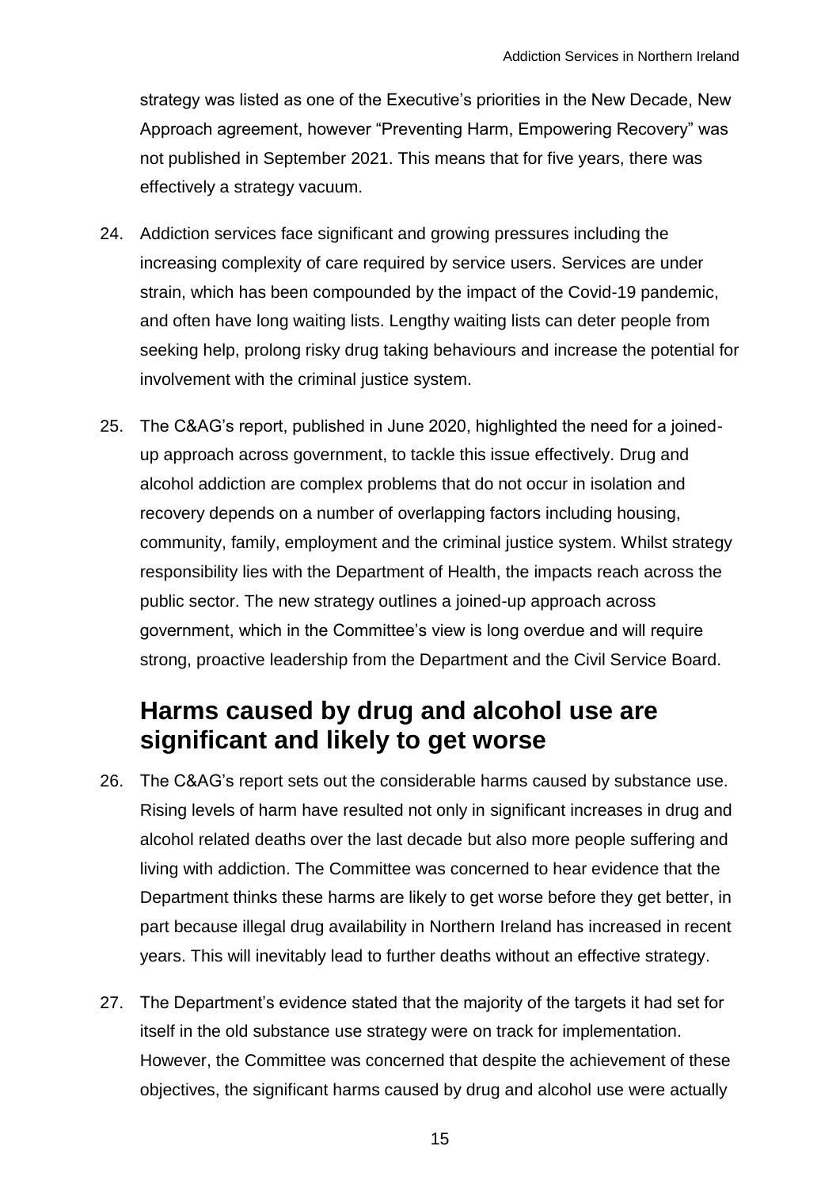strategy was listed as one of the Executive's priorities in the New Decade, New Approach agreement, however "Preventing Harm, Empowering Recovery" was not published in September 2021. This means that for five years, there was effectively a strategy vacuum.

24. Addiction services face significant and growing pressures including the increasing complexity of care required by service users. Services are under strain, which has been compounded by the impact of the Covid-19 pandemic, and often have long waiting lists. Lengthy waiting lists can deter people from seeking help, prolong risky drug taking behaviours and increase the potential for involvement with the criminal justice system.

25. The C&AG's report, published in June 2020, highlighted the need for a joined-up approach across government, to tackle this issue effectively. Drug and alcohol addiction are complex problems that do not occur in isolation and recovery depends on a number of overlapping factors including housing, community, family, employment and the criminal justice system. Whilst strategy responsibility lies with the Department of Health, the impacts reach across the public sector. The new strategy outlines a joined-up approach across government, which in the Committee's view is long overdue and will require strong, proactive leadership from the Department and the Civil Service Board.

## Harms caused by drug and alcohol use are significant and likely to get worse

26. The C&AG's report sets out the considerable harms caused by substance use. Rising levels of harm have resulted not only in significant increases in drug and alcohol related deaths over the last decade but also more people suffering and living with addiction. The Committee was concerned to hear evidence that the Department thinks these harms are likely to get worse before they get better, in part because illegal drug availability in Northern Ireland has increased in recent years. This will inevitably lead to further deaths without an effective strategy.

27. The Department's evidence stated that the majority of the targets it had set for itself in the old substance use strategy were on track for implementation. However, the Committee was concerned that despite the achievement of these objectives, the significant harms caused by drug and alcohol use were actually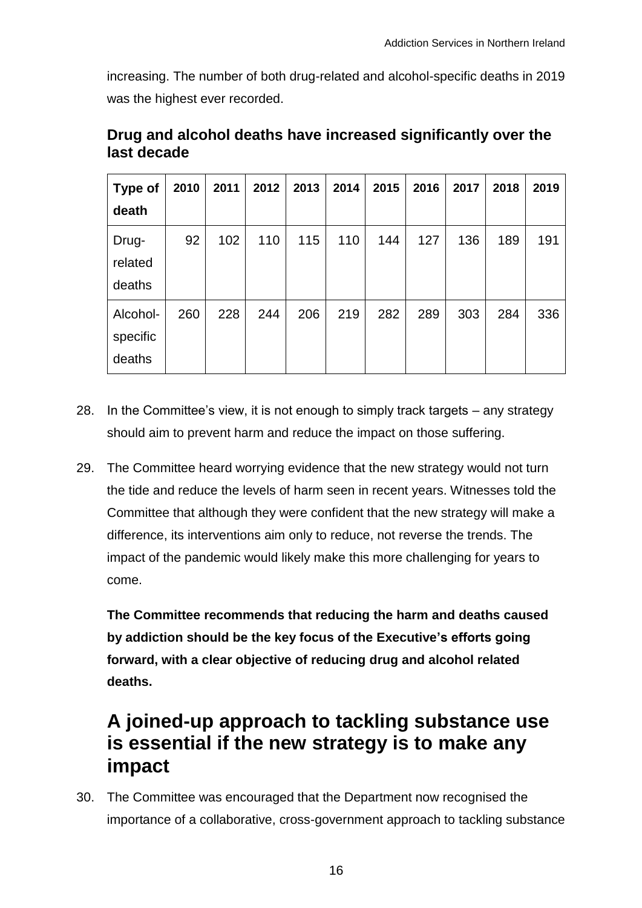increasing. The number of both drug-related and alcohol-specific deaths in 2019 was the highest ever recorded.

### Drug and alcohol deaths have increased significantly over the last decade

| Type of death | 2010 | 2011 | 2012 | 2013 | 2014 | 2015 | 2016 | 2017 | 2018 | 2019 |
|---|---|---|---|---|---|---|---|---|---|---|
| Drug-related deaths | 92 | 102 | 110 | 115 | 110 | 144 | 127 | 136 | 189 | 191 |
| Alcohol-specific deaths | 260 | 228 | 244 | 206 | 219 | 282 | 289 | 303 | 284 | 336 |

28. In the Committee's view, it is not enough to simply track targets – any strategy should aim to prevent harm and reduce the impact on those suffering.

29. The Committee heard worrying evidence that the new strategy would not turn the tide and reduce the levels of harm seen in recent years. Witnesses told the Committee that although they were confident that the new strategy will make a difference, its interventions aim only to reduce, not reverse the trends. The impact of the pandemic would likely make this more challenging for years to come.

**The Committee recommends that reducing the harm and deaths caused by addiction should be the key focus of the Executive's efforts going forward, with a clear objective of reducing drug and alcohol related deaths.**

## A joined-up approach to tackling substance use is essential if the new strategy is to make any impact

30. The Committee was encouraged that the Department now recognised the importance of a collaborative, cross-government approach to tackling substance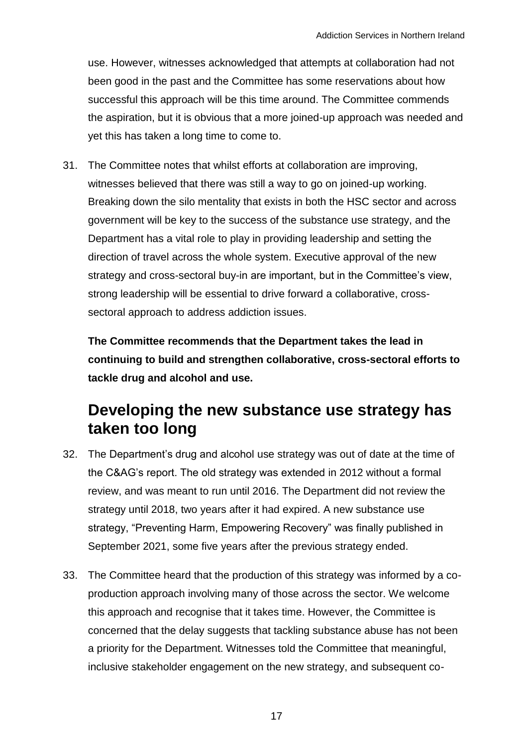use. However, witnesses acknowledged that attempts at collaboration had not been good in the past and the Committee has some reservations about how successful this approach will be this time around. The Committee commends the aspiration, but it is obvious that a more joined-up approach was needed and yet this has taken a long time to come to.

31. The Committee notes that whilst efforts at collaboration are improving, witnesses believed that there was still a way to go on joined-up working. Breaking down the silo mentality that exists in both the HSC sector and across government will be key to the success of the substance use strategy, and the Department has a vital role to play in providing leadership and setting the direction of travel across the whole system. Executive approval of the new strategy and cross-sectoral buy-in are important, but in the Committee's view, strong leadership will be essential to drive forward a collaborative, cross-sectoral approach to address addiction issues.

    **The Committee recommends that the Department takes the lead in continuing to build and strengthen collaborative, cross-sectoral efforts to tackle drug and alcohol and use.**

## Developing the new substance use strategy has taken too long

32. The Department's drug and alcohol use strategy was out of date at the time of the C&AG's report. The old strategy was extended in 2012 without a formal review, and was meant to run until 2016. The Department did not review the strategy until 2018, two years after it had expired. A new substance use strategy, "Preventing Harm, Empowering Recovery" was finally published in September 2021, some five years after the previous strategy ended.

33. The Committee heard that the production of this strategy was informed by a co-production approach involving many of those across the sector. We welcome this approach and recognise that it takes time. However, the Committee is concerned that the delay suggests that tackling substance abuse has not been a priority for the Department. Witnesses told the Committee that meaningful, inclusive stakeholder engagement on the new strategy, and subsequent co-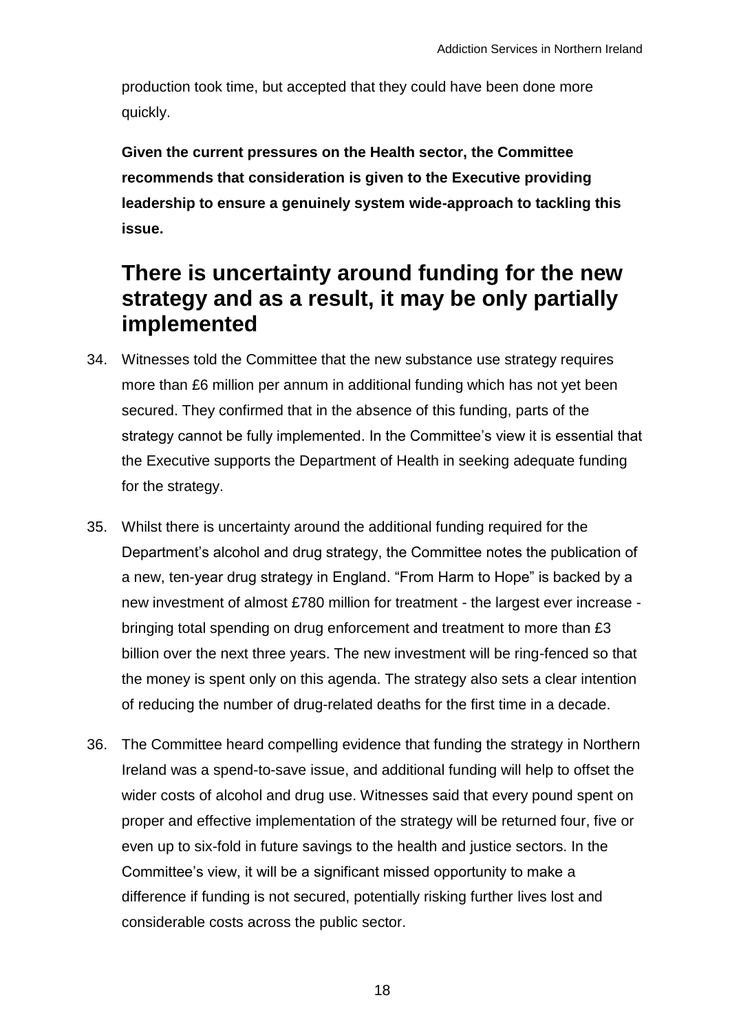production took time, but accepted that they could have been done more quickly.

**Given the current pressures on the Health sector, the Committee recommends that consideration is given to the Executive providing leadership to ensure a genuinely system wide-approach to tackling this issue.**

## There is uncertainty around funding for the new strategy and as a result, it may be only partially implemented

34. Witnesses told the Committee that the new substance use strategy requires more than £6 million per annum in additional funding which has not yet been secured. They confirmed that in the absence of this funding, parts of the strategy cannot be fully implemented. In the Committee's view it is essential that the Executive supports the Department of Health in seeking adequate funding for the strategy.

35. Whilst there is uncertainty around the additional funding required for the Department's alcohol and drug strategy, the Committee notes the publication of a new, ten-year drug strategy in England. "From Harm to Hope" is backed by a new investment of almost £780 million for treatment - the largest ever increase - bringing total spending on drug enforcement and treatment to more than £3 billion over the next three years. The new investment will be ring-fenced so that the money is spent only on this agenda. The strategy also sets a clear intention of reducing the number of drug-related deaths for the first time in a decade.

36. The Committee heard compelling evidence that funding the strategy in Northern Ireland was a spend-to-save issue, and additional funding will help to offset the wider costs of alcohol and drug use. Witnesses said that every pound spent on proper and effective implementation of the strategy will be returned four, five or even up to six-fold in future savings to the health and justice sectors. In the Committee's view, it will be a significant missed opportunity to make a difference if funding is not secured, potentially risking further lives lost and considerable costs across the public sector.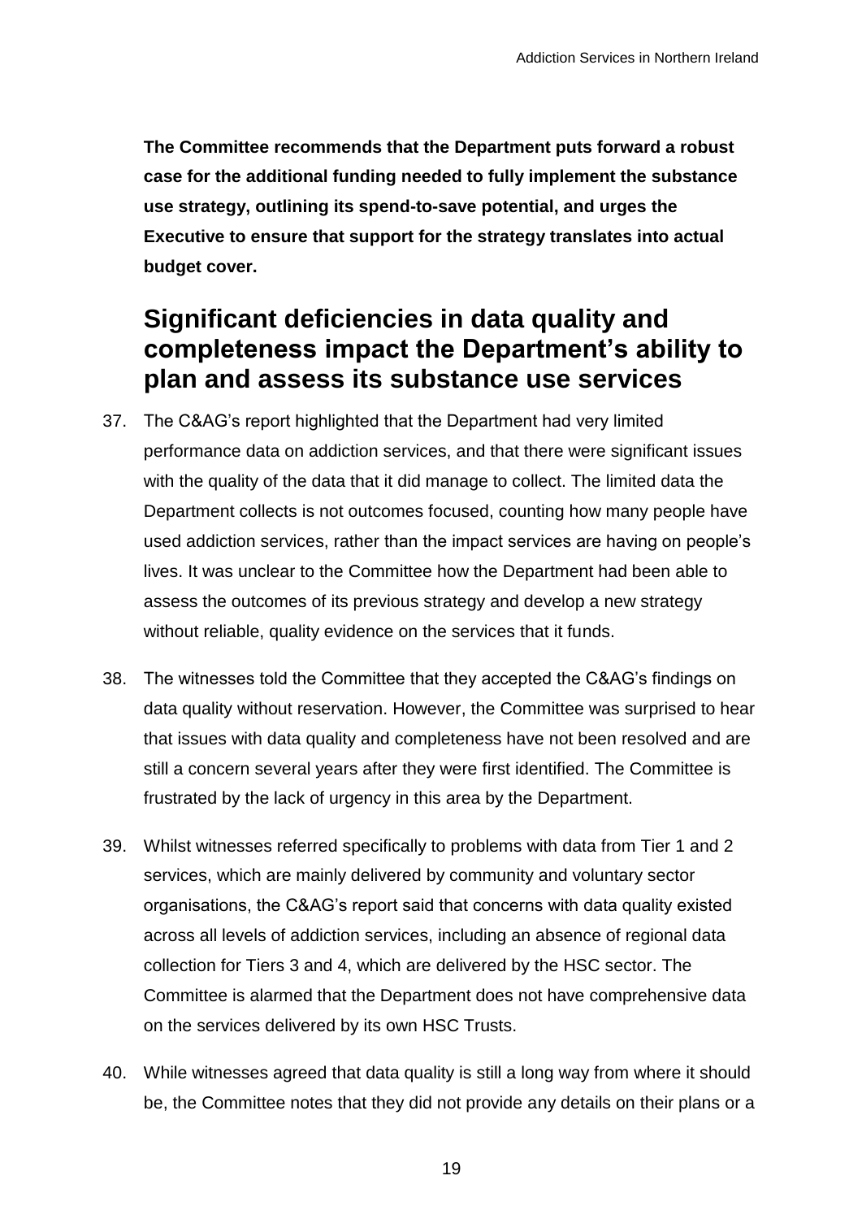**The Committee recommends that the Department puts forward a robust case for the additional funding needed to fully implement the substance use strategy, outlining its spend-to-save potential, and urges the Executive to ensure that support for the strategy translates into actual budget cover.**

## Significant deficiencies in data quality and completeness impact the Department's ability to plan and assess its substance use services

37. The C&AG's report highlighted that the Department had very limited performance data on addiction services, and that there were significant issues with the quality of the data that it did manage to collect. The limited data the Department collects is not outcomes focused, counting how many people have used addiction services, rather than the impact services are having on people's lives. It was unclear to the Committee how the Department had been able to assess the outcomes of its previous strategy and develop a new strategy without reliable, quality evidence on the services that it funds.

38. The witnesses told the Committee that they accepted the C&AG's findings on data quality without reservation. However, the Committee was surprised to hear that issues with data quality and completeness have not been resolved and are still a concern several years after they were first identified. The Committee is frustrated by the lack of urgency in this area by the Department.

39. Whilst witnesses referred specifically to problems with data from Tier 1 and 2 services, which are mainly delivered by community and voluntary sector organisations, the C&AG's report said that concerns with data quality existed across all levels of addiction services, including an absence of regional data collection for Tiers 3 and 4, which are delivered by the HSC sector. The Committee is alarmed that the Department does not have comprehensive data on the services delivered by its own HSC Trusts.

40. While witnesses agreed that data quality is still a long way from where it should be, the Committee notes that they did not provide any details on their plans or a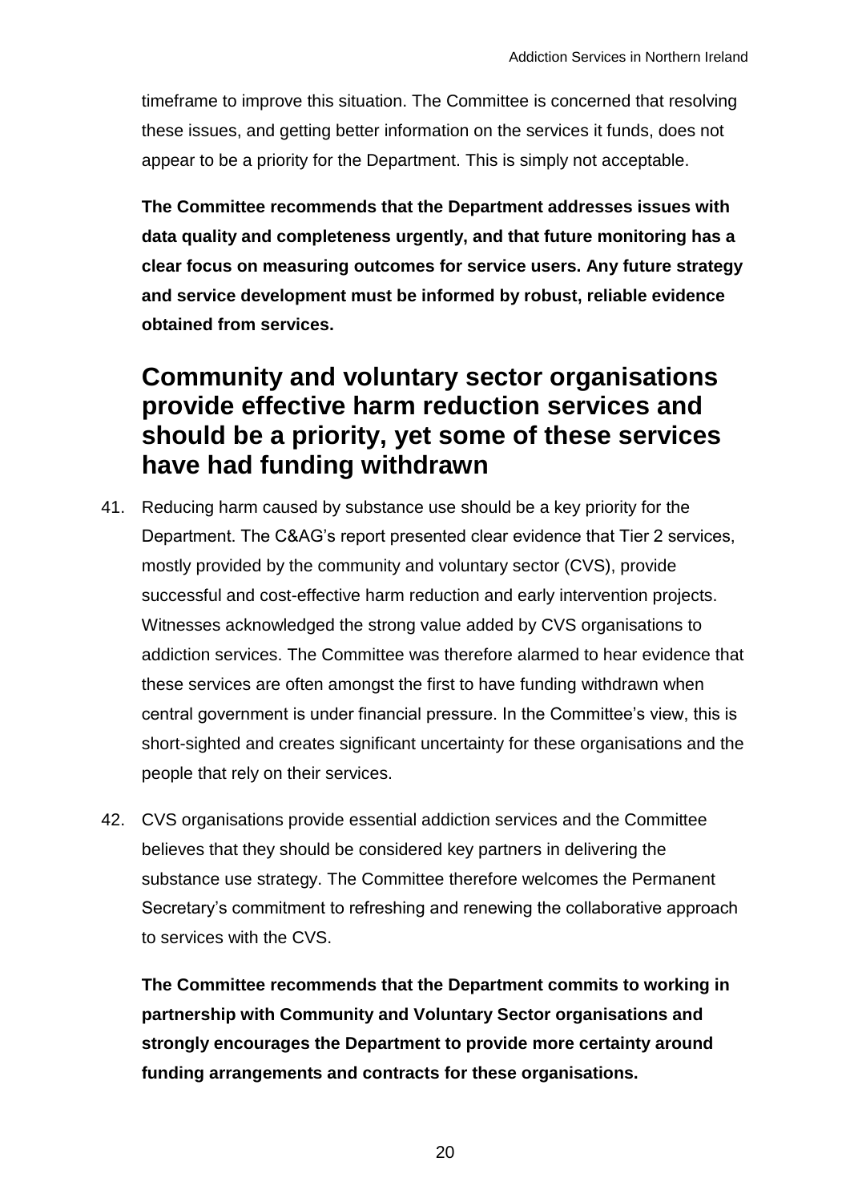timeframe to improve this situation. The Committee is concerned that resolving these issues, and getting better information on the services it funds, does not appear to be a priority for the Department. This is simply not acceptable.

**The Committee recommends that the Department addresses issues with data quality and completeness urgently, and that future monitoring has a clear focus on measuring outcomes for service users. Any future strategy and service development must be informed by robust, reliable evidence obtained from services.**

## Community and voluntary sector organisations provide effective harm reduction services and should be a priority, yet some of these services have had funding withdrawn

41. Reducing harm caused by substance use should be a key priority for the Department. The C&AG's report presented clear evidence that Tier 2 services, mostly provided by the community and voluntary sector (CVS), provide successful and cost-effective harm reduction and early intervention projects. Witnesses acknowledged the strong value added by CVS organisations to addiction services. The Committee was therefore alarmed to hear evidence that these services are often amongst the first to have funding withdrawn when central government is under financial pressure. In the Committee's view, this is short-sighted and creates significant uncertainty for these organisations and the people that rely on their services.

42. CVS organisations provide essential addiction services and the Committee believes that they should be considered key partners in delivering the substance use strategy. The Committee therefore welcomes the Permanent Secretary's commitment to refreshing and renewing the collaborative approach to services with the CVS.

**The Committee recommends that the Department commits to working in partnership with Community and Voluntary Sector organisations and strongly encourages the Department to provide more certainty around funding arrangements and contracts for these organisations.**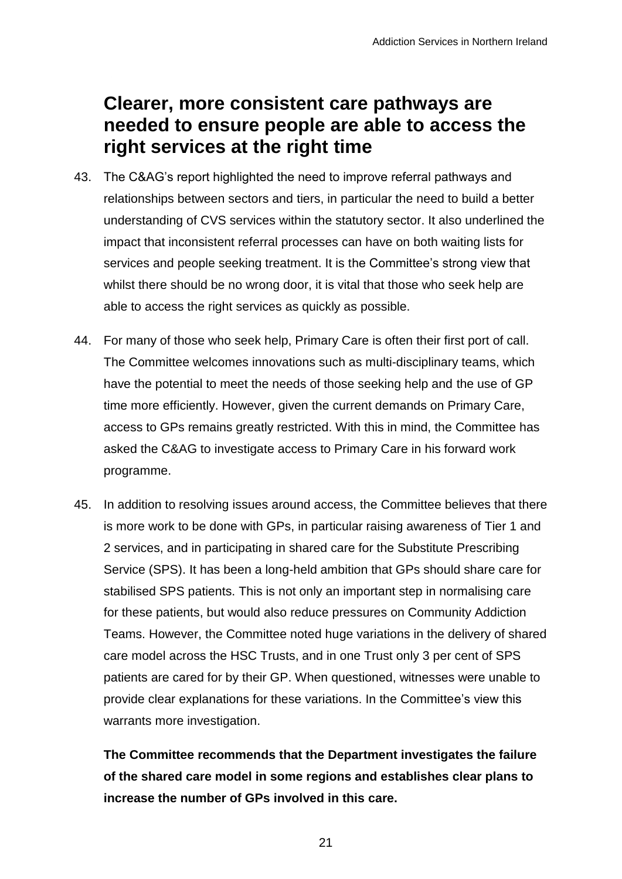## Clearer, more consistent care pathways are needed to ensure people are able to access the right services at the right time

43. The C&AG's report highlighted the need to improve referral pathways and relationships between sectors and tiers, in particular the need to build a better understanding of CVS services within the statutory sector. It also underlined the impact that inconsistent referral processes can have on both waiting lists for services and people seeking treatment. It is the Committee's strong view that whilst there should be no wrong door, it is vital that those who seek help are able to access the right services as quickly as possible.

44. For many of those who seek help, Primary Care is often their first port of call. The Committee welcomes innovations such as multi-disciplinary teams, which have the potential to meet the needs of those seeking help and the use of GP time more efficiently. However, given the current demands on Primary Care, access to GPs remains greatly restricted. With this in mind, the Committee has asked the C&AG to investigate access to Primary Care in his forward work programme.

45. In addition to resolving issues around access, the Committee believes that there is more work to be done with GPs, in particular raising awareness of Tier 1 and 2 services, and in participating in shared care for the Substitute Prescribing Service (SPS). It has been a long-held ambition that GPs should share care for stabilised SPS patients. This is not only an important step in normalising care for these patients, but would also reduce pressures on Community Addiction Teams. However, the Committee noted huge variations in the delivery of shared care model across the HSC Trusts, and in one Trust only 3 per cent of SPS patients are cared for by their GP. When questioned, witnesses were unable to provide clear explanations for these variations. In the Committee's view this warrants more investigation.

    **The Committee recommends that the Department investigates the failure of the shared care model in some regions and establishes clear plans to increase the number of GPs involved in this care.**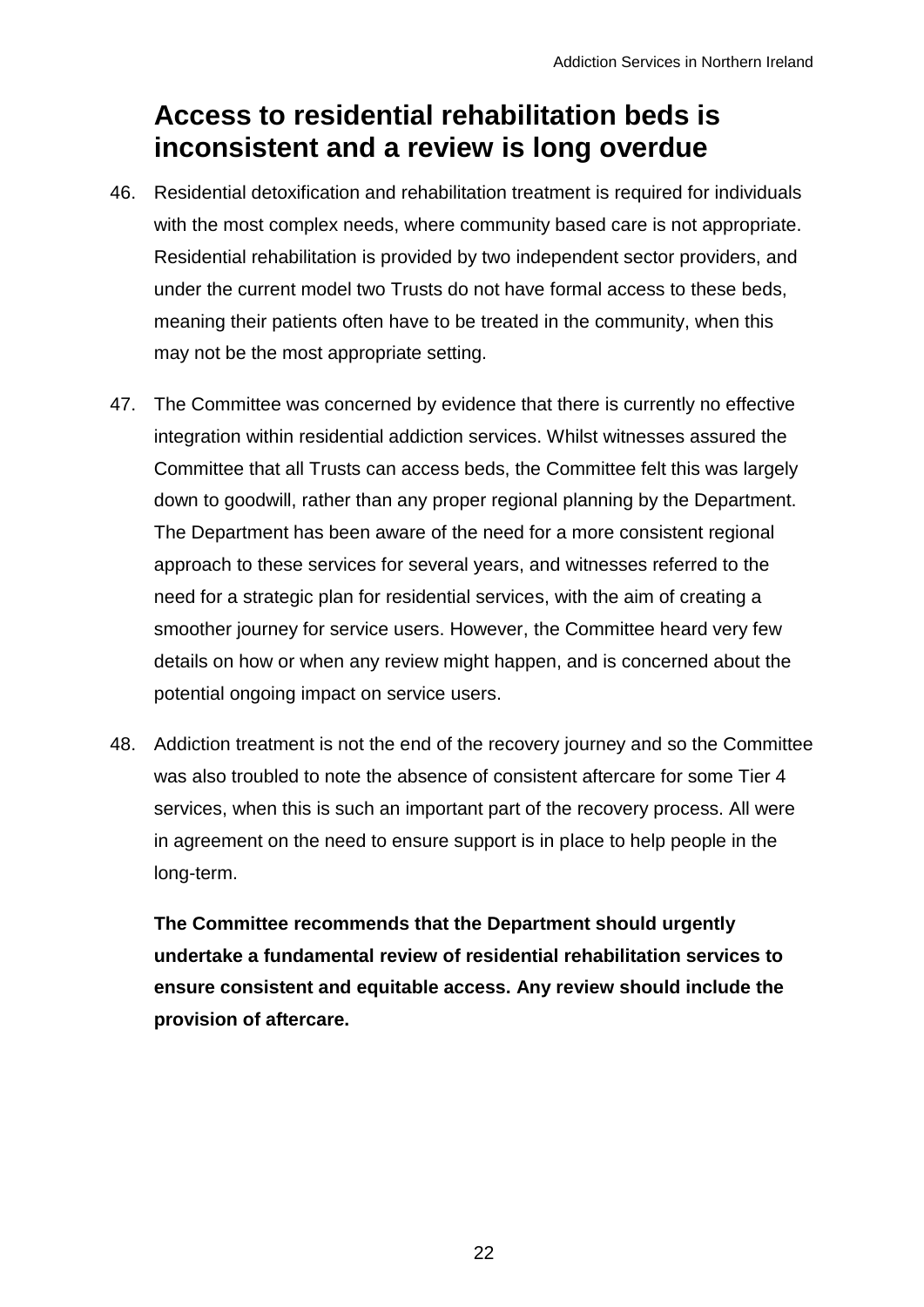## Access to residential rehabilitation beds is inconsistent and a review is long overdue

46. Residential detoxification and rehabilitation treatment is required for individuals with the most complex needs, where community based care is not appropriate. Residential rehabilitation is provided by two independent sector providers, and under the current model two Trusts do not have formal access to these beds, meaning their patients often have to be treated in the community, when this may not be the most appropriate setting.

47. The Committee was concerned by evidence that there is currently no effective integration within residential addiction services. Whilst witnesses assured the Committee that all Trusts can access beds, the Committee felt this was largely down to goodwill, rather than any proper regional planning by the Department. The Department has been aware of the need for a more consistent regional approach to these services for several years, and witnesses referred to the need for a strategic plan for residential services, with the aim of creating a smoother journey for service users. However, the Committee heard very few details on how or when any review might happen, and is concerned about the potential ongoing impact on service users.

48. Addiction treatment is not the end of the recovery journey and so the Committee was also troubled to note the absence of consistent aftercare for some Tier 4 services, when this is such an important part of the recovery process. All were in agreement on the need to ensure support is in place to help people in the long-term.

**The Committee recommends that the Department should urgently undertake a fundamental review of residential rehabilitation services to ensure consistent and equitable access. Any review should include the provision of aftercare.**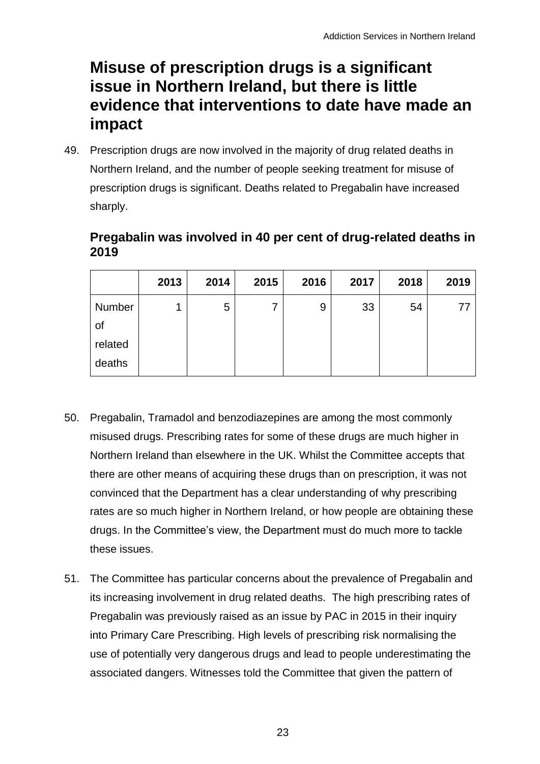## Misuse of prescription drugs is a significant issue in Northern Ireland, but there is little evidence that interventions to date have made an impact

49. Prescription drugs are now involved in the majority of drug related deaths in Northern Ireland, and the number of people seeking treatment for misuse of prescription drugs is significant. Deaths related to Pregabalin have increased sharply.

### Pregabalin was involved in 40 per cent of drug-related deaths in 2019

| | 2013 | 2014 | 2015 | 2016 | 2017 | 2018 | 2019 |
|---|---|---|---|---|---|---|---|
| Number of related deaths | 1 | 5 | 7 | 9 | 33 | 54 | 77 |

50. Pregabalin, Tramadol and benzodiazepines are among the most commonly misused drugs. Prescribing rates for some of these drugs are much higher in Northern Ireland than elsewhere in the UK. Whilst the Committee accepts that there are other means of acquiring these drugs than on prescription, it was not convinced that the Department has a clear understanding of why prescribing rates are so much higher in Northern Ireland, or how people are obtaining these drugs. In the Committee's view, the Department must do much more to tackle these issues.

51. The Committee has particular concerns about the prevalence of Pregabalin and its increasing involvement in drug related deaths. The high prescribing rates of Pregabalin was previously raised as an issue by PAC in 2015 in their inquiry into Primary Care Prescribing. High levels of prescribing risk normalising the use of potentially very dangerous drugs and lead to people underestimating the associated dangers. Witnesses told the Committee that given the pattern of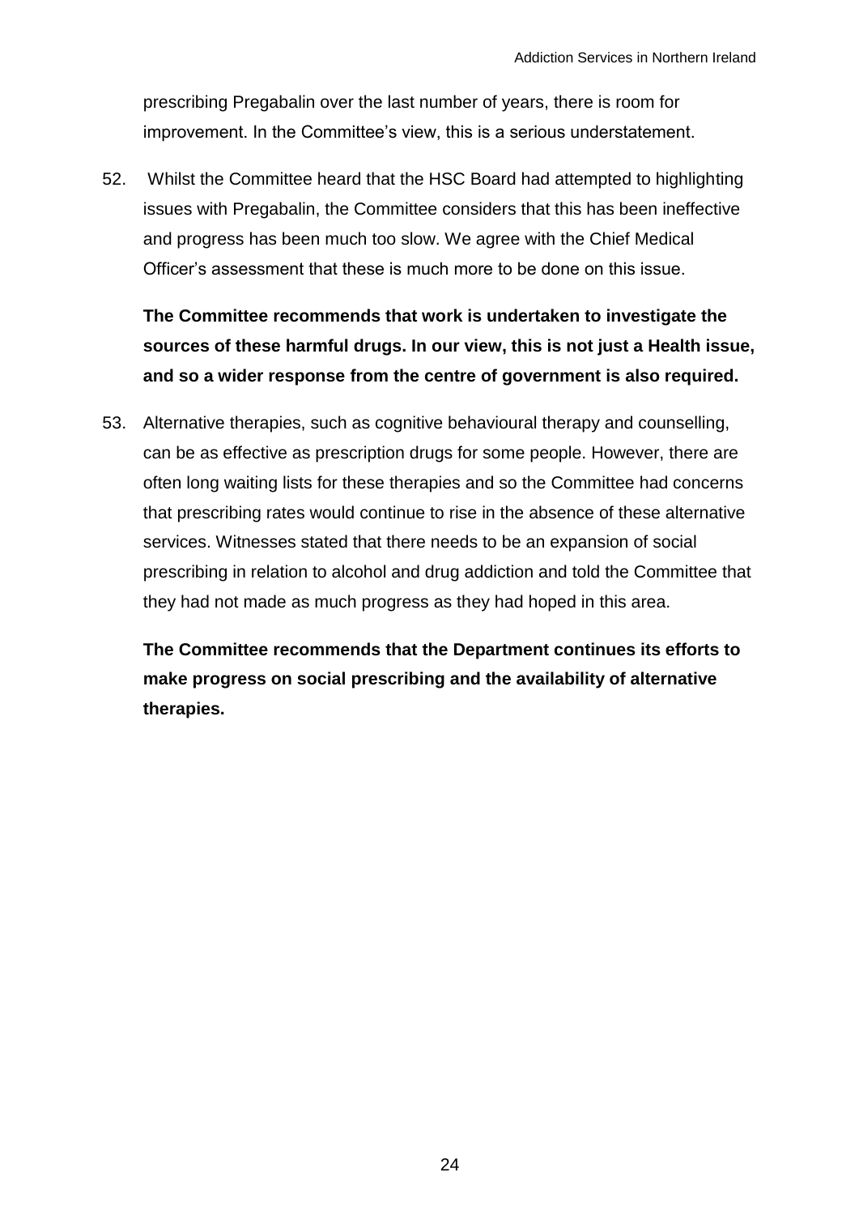prescribing Pregabalin over the last number of years, there is room for improvement. In the Committee's view, this is a serious understatement.

52. Whilst the Committee heard that the HSC Board had attempted to highlighting issues with Pregabalin, the Committee considers that this has been ineffective and progress has been much too slow. We agree with the Chief Medical Officer's assessment that these is much more to be done on this issue.

**The Committee recommends that work is undertaken to investigate the sources of these harmful drugs. In our view, this is not just a Health issue, and so a wider response from the centre of government is also required.**

53. Alternative therapies, such as cognitive behavioural therapy and counselling, can be as effective as prescription drugs for some people. However, there are often long waiting lists for these therapies and so the Committee had concerns that prescribing rates would continue to rise in the absence of these alternative services. Witnesses stated that there needs to be an expansion of social prescribing in relation to alcohol and drug addiction and told the Committee that they had not made as much progress as they had hoped in this area.

**The Committee recommends that the Department continues its efforts to make progress on social prescribing and the availability of alternative therapies.**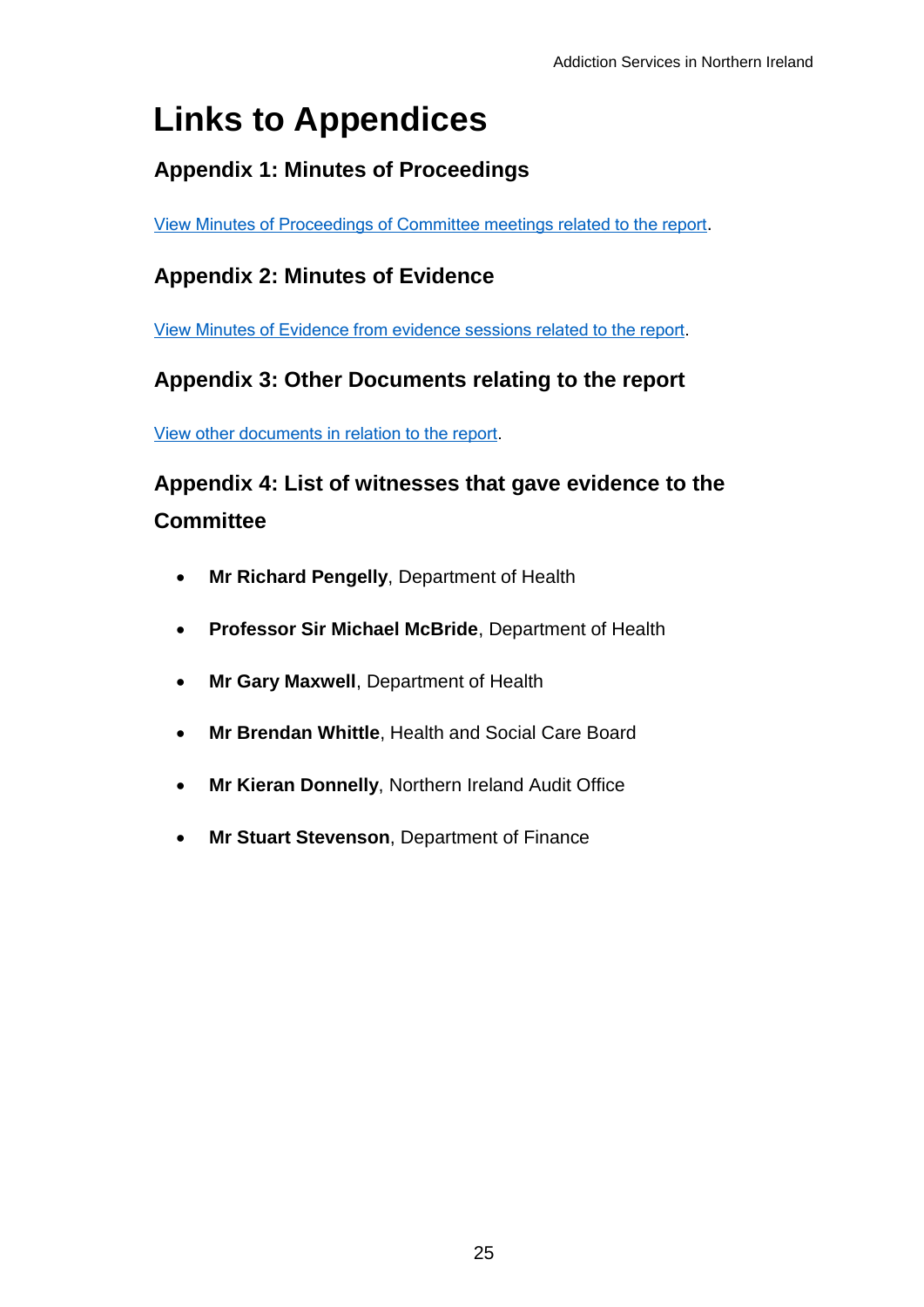# Links to Appendices

## Appendix 1: Minutes of Proceedings

View Minutes of Proceedings of Committee meetings related to the report.

## Appendix 2: Minutes of Evidence

View Minutes of Evidence from evidence sessions related to the report.

## Appendix 3: Other Documents relating to the report

View other documents in relation to the report.

## Appendix 4: List of witnesses that gave evidence to the Committee

- **Mr Richard Pengelly**, Department of Health
- **Professor Sir Michael McBride**, Department of Health
- **Mr Gary Maxwell**, Department of Health
- **Mr Brendan Whittle**, Health and Social Care Board
- **Mr Kieran Donnelly**, Northern Ireland Audit Office
- **Mr Stuart Stevenson**, Department of Finance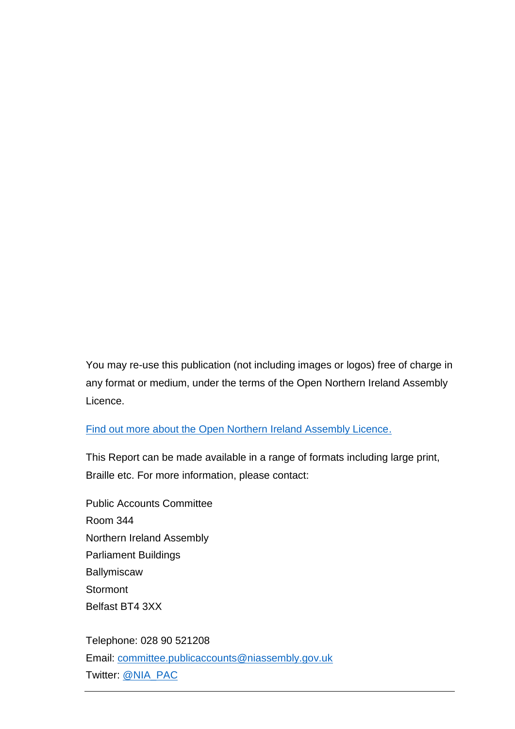You may re-use this publication (not including images or logos) free of charge in any format or medium, under the terms of the Open Northern Ireland Assembly Licence.

Find out more about the Open Northern Ireland Assembly Licence.

This Report can be made available in a range of formats including large print, Braille etc. For more information, please contact:

Public Accounts Committee  
Room 344  
Northern Ireland Assembly  
Parliament Buildings  
Ballymiscaw  
Stormont  
Belfast BT4 3XX

Telephone: 028 90 521208  
Email: committee.publicaccounts@niassembly.gov.uk  
Twitter: @NIA_PAC